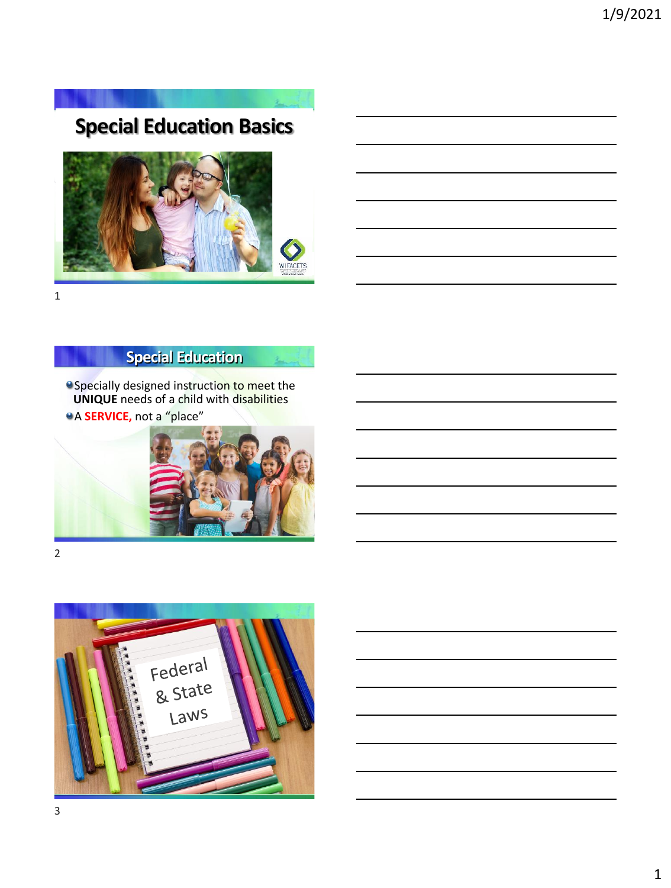# Special Education Basics

## Special Education

- Specially designed instruction to meet the **UNIQUE** needs of a child with disabilities
- A **SERVICE,** not a "place"

Federal & State Laws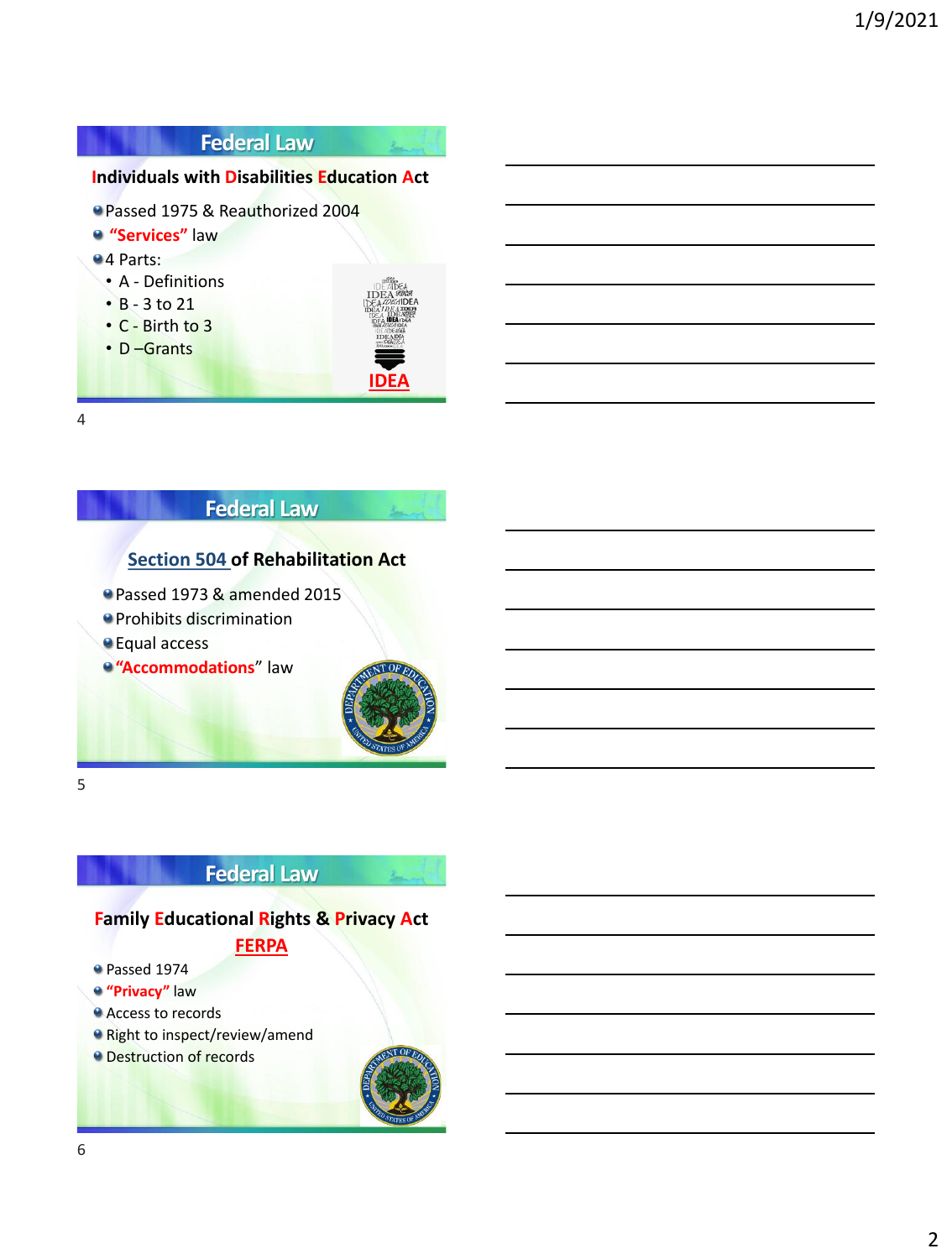## Federal Law

### Individuals with Disabilities Education Act

- Passed 1975 & Reauthorized 2004
- **"Services"** law
- 4 Parts:
  - A - Definitions
  - B - 3 to 21
  - C - Birth to 3
  - D –Grants

**IDEA**

## Federal Law

### Section 504 of Rehabilitation Act

- Passed 1973 & amended 2015
- Prohibits discrimination
- Equal access
- **"Accommodations"** law

## Federal Law

### Family Educational Rights & Privacy Act

**FERPA**

- Passed 1974
- **"Privacy"** law
- Access to records
- Right to inspect/review/amend
- Destruction of records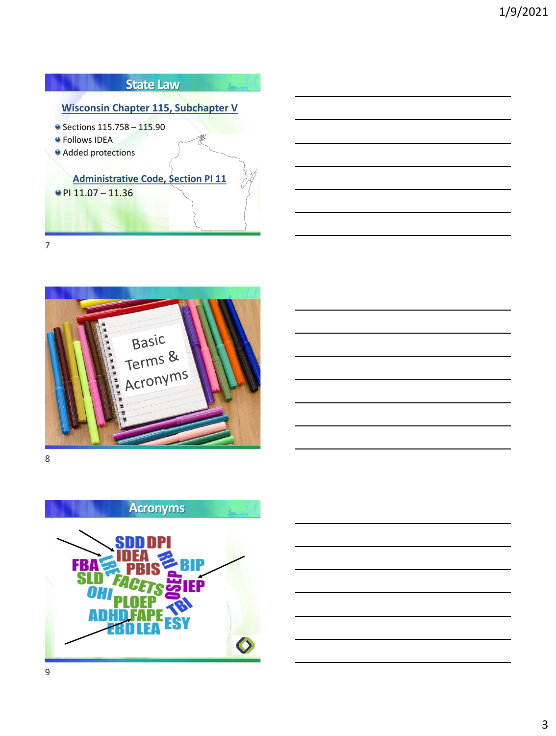## State Law

### Wisconsin Chapter 115, Subchapter V

- Sections 115.758 – 115.90
- Follows IDEA
- Added protections

### Administrative Code, Section PI 11

- PI 11.07 – 11.36

---

Basic Terms & Acronyms

---

## Acronyms

SDD DPI IDEA FBA LRE PBIS RtI BIP SLD FACETS OSEP IEP OHI PLOEP TBI ADHD FAPE EBD LEA ESY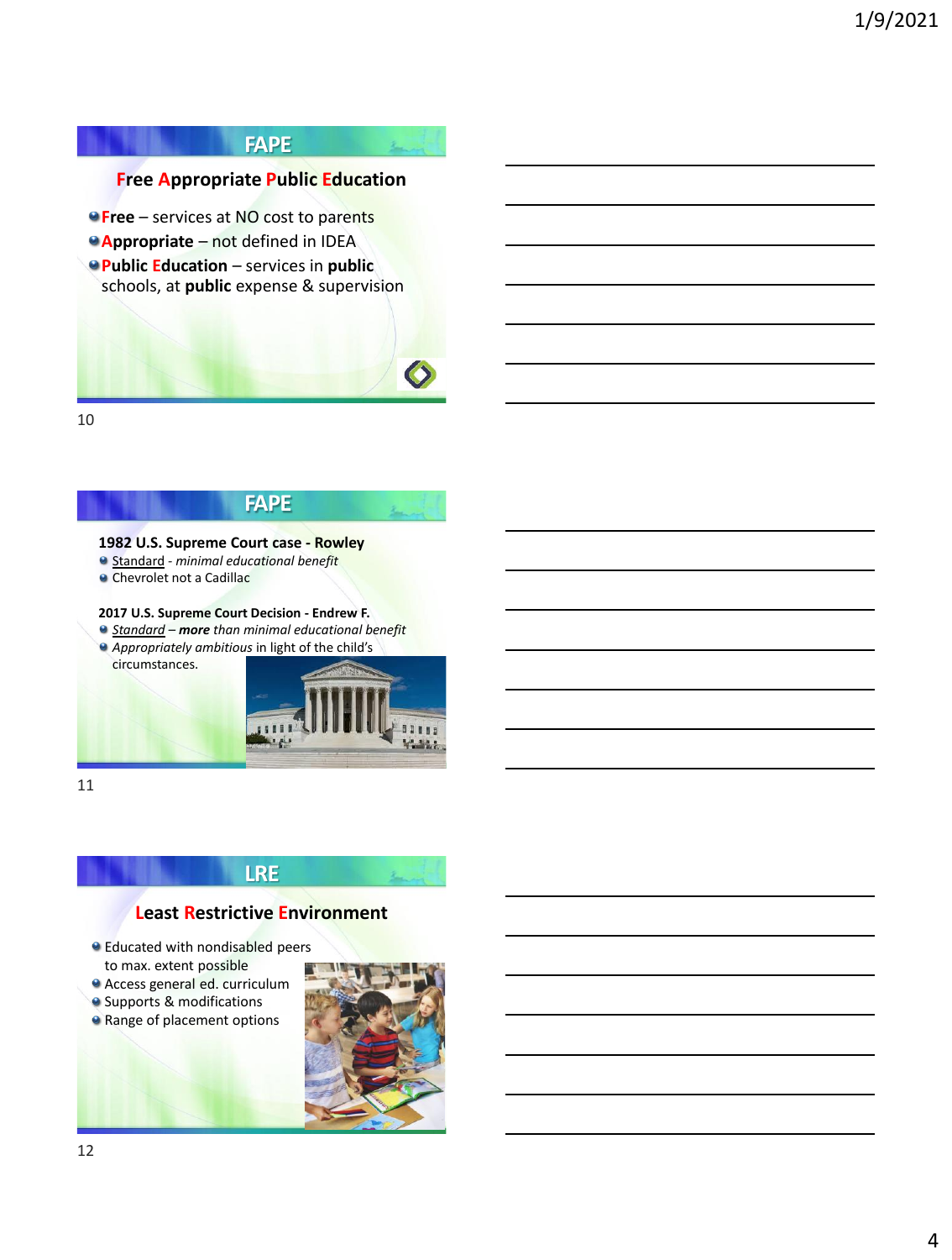## FAPE

### Free Appropriate Public Education

- **Free** – services at NO cost to parents
- **Appropriate** – not defined in IDEA
- **Public Education** – services in **public** schools, at **public** expense & supervision

## FAPE

**1982 U.S. Supreme Court case - Rowley**

- Standard - *minimal educational benefit*
- Chevrolet not a Cadillac

**2017 U.S. Supreme Court Decision - Endrew F.**

- *Standard* – ***more*** *than minimal educational benefit*
- *Appropriately ambitious* in light of the child's circumstances.

## LRE

### Least Restrictive Environment

- Educated with nondisabled peers to max. extent possible
- Access general ed. curriculum
- Supports & modifications
- Range of placement options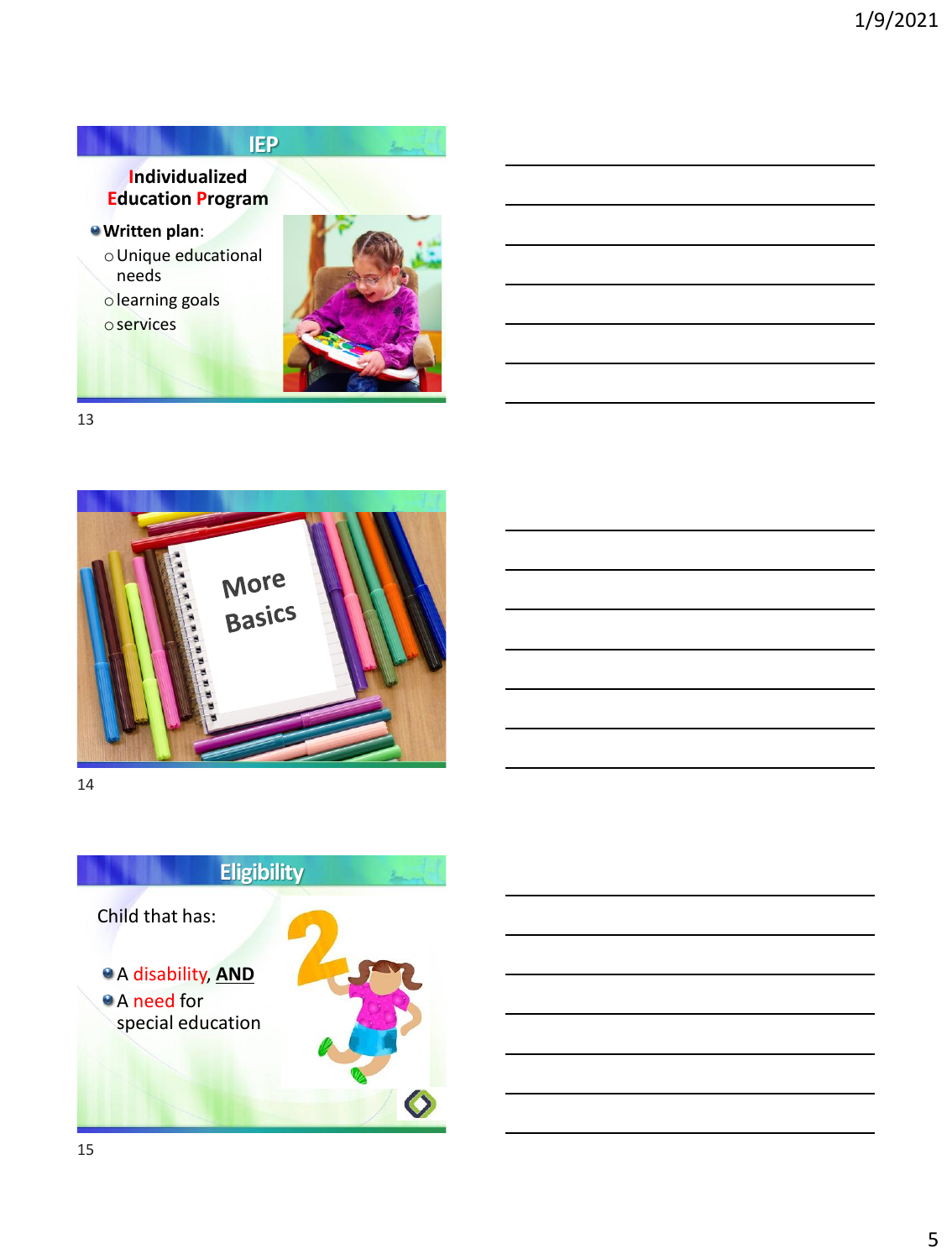## IEP

**I**ndividualized **E**ducation **P**rogram

- **Written plan**:
  - Unique educational needs
  - learning goals
  - services

More Basics

## Eligibility

Child that has:

- A disability, **AND**
- A need for special education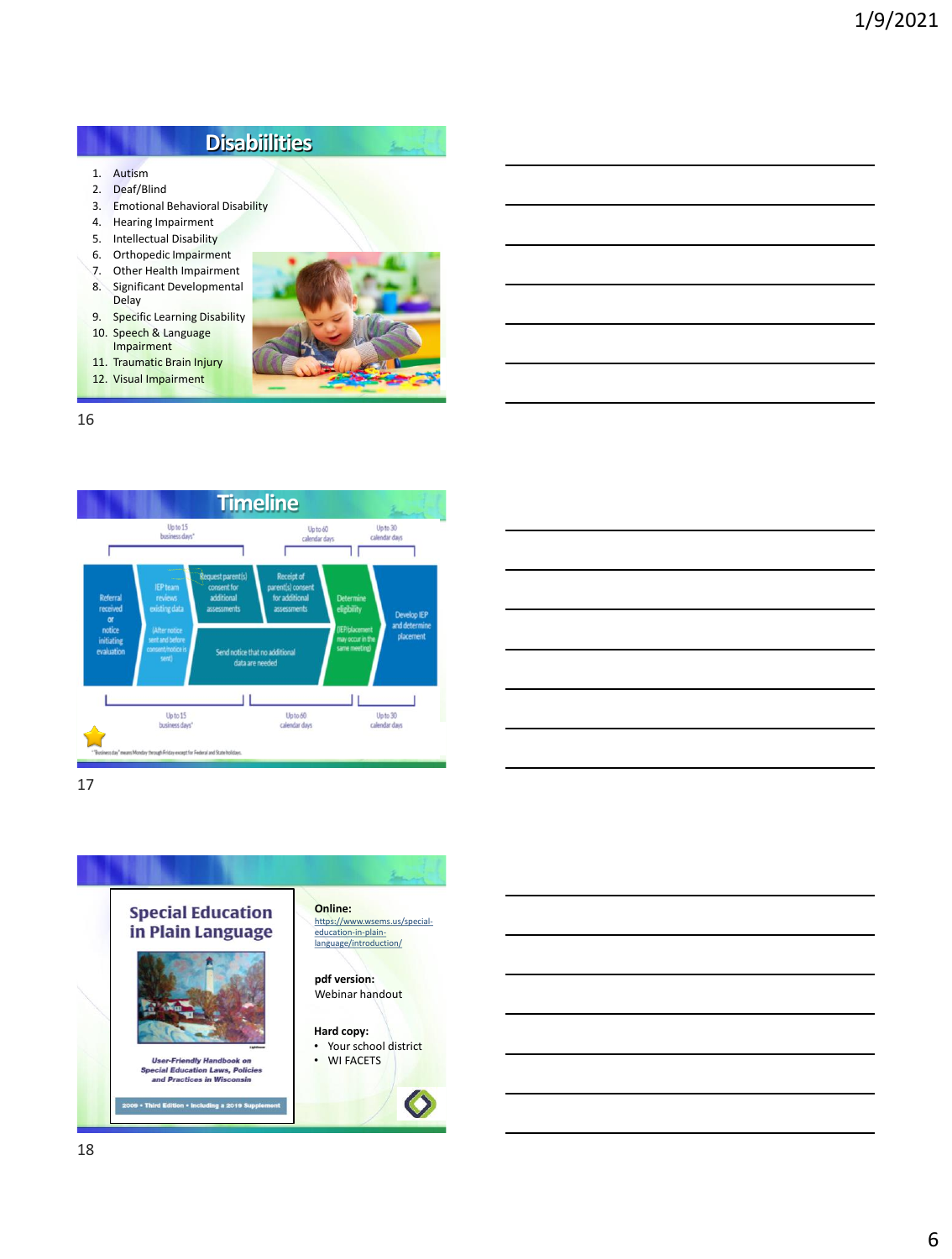## Disabiilities

1. Autism
2. Deaf/Blind
3. Emotional Behavioral Disability
4. Hearing Impairment
5. Intellectual Disability
6. Orthopedic Impairment
7. Other Health Impairment
8. Significant Developmental Delay
9. Specific Learning Disability
10. Speech & Language Impairment
11. Traumatic Brain Injury
12. Visual Impairment

## Timeline

Up to 15 business days* | Up to 60 calendar days | Up to 30 calendar days

- Referral received or notice initiating evaluation
- IEP team reviews existing data (After notice sent and before consent/notice is sent)
- Request parent(s) consent for additional assessments
- Receipt of parent(s) consent for additional assessments
- Send notice that no additional data are needed
- Determine eligibility (IEP/placement may occur in the same meeting)
- Develop IEP and determine placement

*"Business day" means Monday through Friday except for Federal and State holidays.

## Special Education in Plain Language

*User-Friendly Handbook on Special Education Laws, Policies and Practices in Wisconsin*

2009 • Third Edition • Including a 2019 Supplement

**Online:**
https://www.wsems.us/special-education-in-plain-language/introduction/

**pdf version:**
Webinar handout

**Hard copy:**
- Your school district
- WI FACETS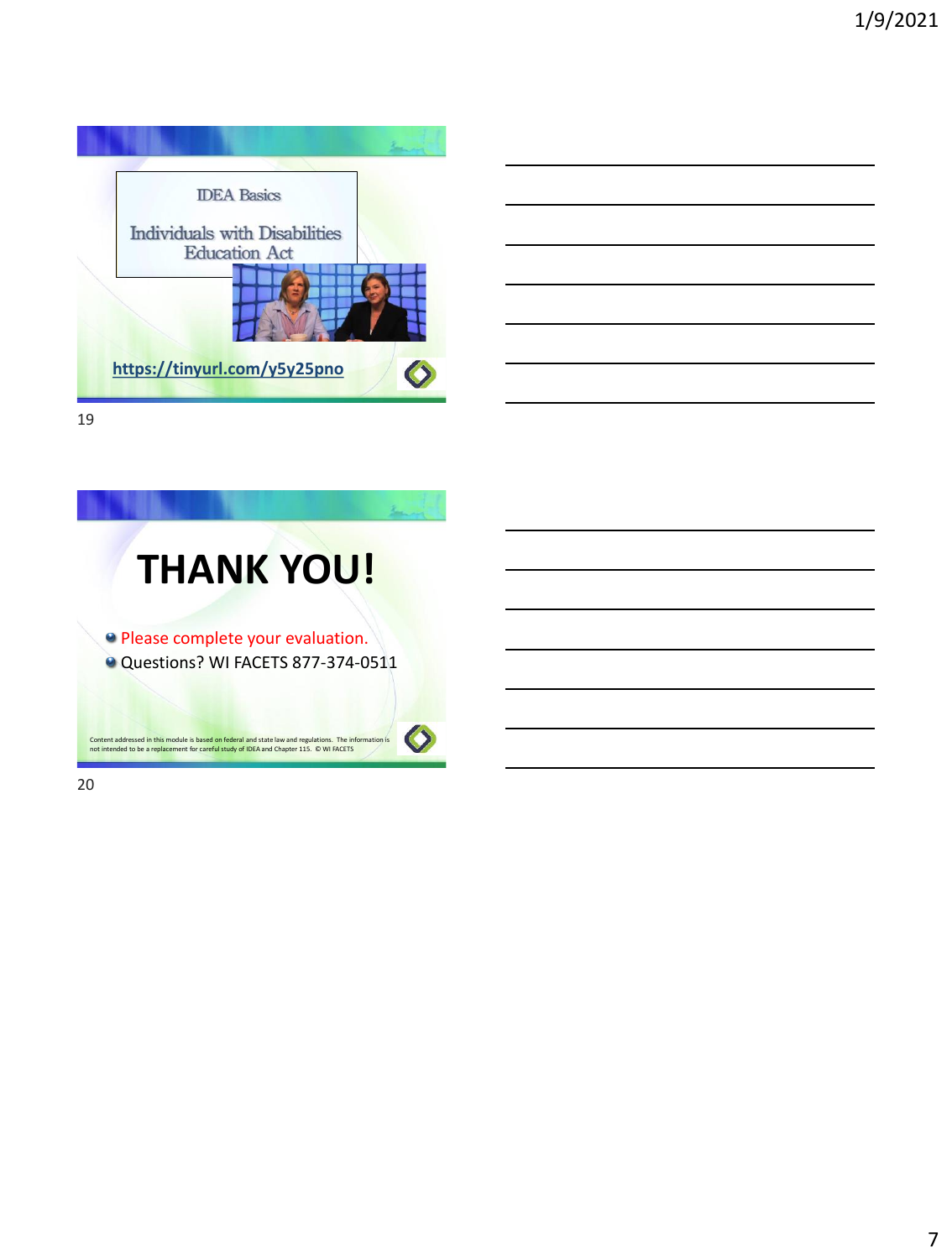IDEA Basics

Individuals with Disabilities Education Act

https://tinyurl.com/y5y25pno

# THANK YOU!

- Please complete your evaluation.
- Questions? WI FACETS 877-374-0511

Content addressed in this module is based on federal and state law and regulations. The information is not intended to be a replacement for careful study of IDEA and Chapter 115. © WI FACETS